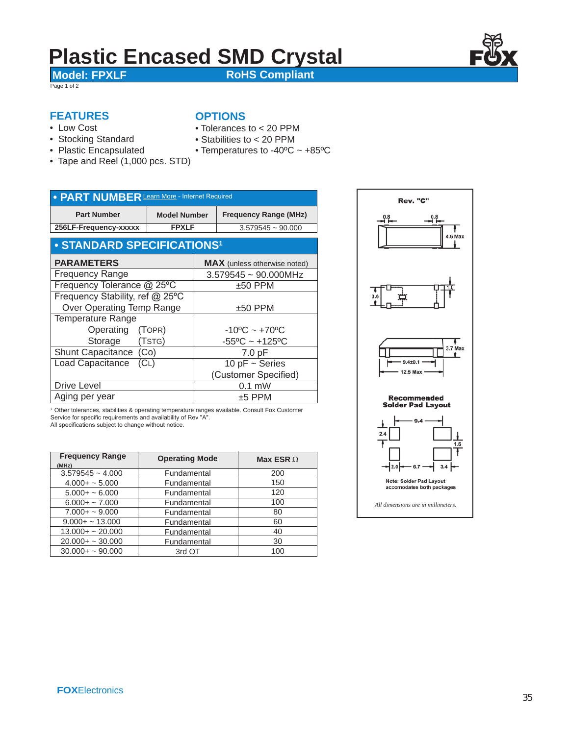# Plastic Encased SMD Crystal

**Model: FPXLF** **RoHS Compliant**

## FEATURES

- Low Cost
- Stocking Standard
- Plastic Encapsulated
- Tape and Reel (1,000 pcs. STD)

## OPTIONS

- Tolerances to < 20 PPM
- Stabilities to < 20 PPM
- Temperatures to -40ºC ~ +85ºC

## • PART NUMBER

Learn More - Internet Required

| Part Number | Model Number | Frequency Range (MHz) |
|---|---|---|
| 256LF-Frequency-xxxxx | FPXLF | 3.579545 ~ 90.000 |

## • STANDARD SPECIFICATIONS[1]

| PARAMETERS | MAX (unless otherwise noted) |
|---|---|
| Frequency Range | 3.579545 ~ 90.000MHz |
| Frequency Tolerance @ 25ºC | ±50 PPM |
| Frequency Stability, ref @ 25ºC Over Operating Temp Range | ±50 PPM |
| Temperature Range Operating ($T_{OPR}$) | -10ºC ~ +70ºC |
| Storage ($T_{STG}$) | -55ºC ~ +125ºC |
| Shunt Capacitance ($C_O$) | 7.0 pF |
| Load Capacitance ($C_L$) | 10 pF ~ Series (Customer Specified) |
| Drive Level | 0.1 mW |
| Aging per year | ±5 PPM |

[1] Other tolerances, stabilities & operating temperature ranges available. Consult Fox Customer Service for specific requirements and availability of Rev "A".
All specifications subject to change without notice.

| Frequency Range (MHz) | Operating Mode | Max ESR Ω |
|---|---|---|
| 3.579545 ~ 4.000 | Fundamental | 200 |
| 4.000+ ~ 5.000 | Fundamental | 150 |
| 5.000+ ~ 6.000 | Fundamental | 120 |
| 6.000+ ~ 7.000 | Fundamental | 100 |
| 7.000+ ~ 9.000 | Fundamental | 80 |
| 9.000+ ~ 13.000 | Fundamental | 60 |
| 13.000+ ~ 20.000 | Fundamental | 40 |
| 20.000+ ~ 30.000 | Fundamental | 30 |
| 30.000+ ~ 90.000 | 3rd OT | 100 |

Rev. "C"

0.8 0.8 4.6 Max

3.6 1.0

3.7 Max 9.4±0.1 12.5 Max

**Recommended Solder Pad Layout**

9.4 2.4 1.6 2.0 6.7 3.4

Note: Solder Pad Layout accomodates both packages

*All dimensions are in millimeters.*

**FOX**Electronics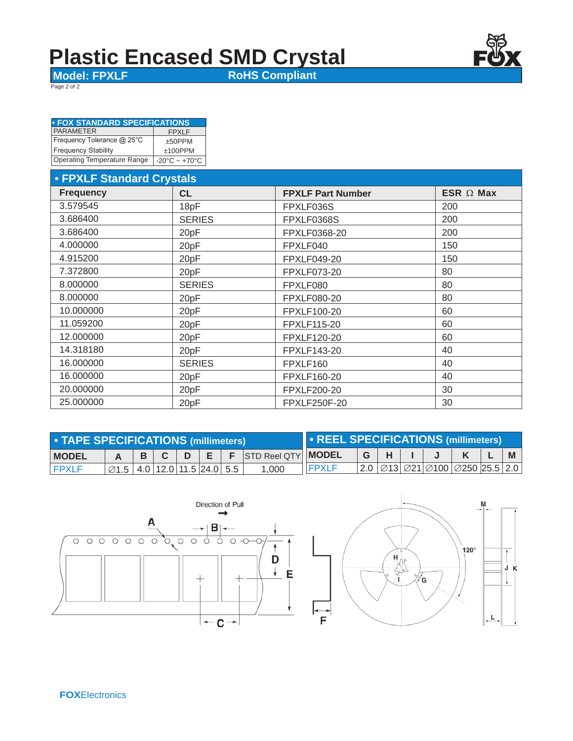# Plastic Encased SMD Crystal

**Model: FPXLF** **RoHS Compliant**

| • FOX STANDARD SPECIFICATIONS | |
|---|---|
| PARAMETER | FPXLF |
| Frequency Tolerance @ 25°C | ±50PPM |
| Frequency Stability | ±100PPM |
| Operating Temperature Range | -20°C ~ +70°C |

## • FPXLF Standard Crystals

| Frequency | CL | FPXLF Part Number | ESR Ω Max |
|---|---|---|---|
| 3.579545 | 18pF | FPXLF036S | 200 |
| 3.686400 | SERIES | FPXLF0368S | 200 |
| 3.686400 | 20pF | FPXLF0368-20 | 200 |
| 4.000000 | 20pF | FPXLF040 | 150 |
| 4.915200 | 20pF | FPXLF049-20 | 150 |
| 7.372800 | 20pF | FPXLF073-20 | 80 |
| 8.000000 | SERIES | FPXLF080 | 80 |
| 8.000000 | 20pF | FPXLF080-20 | 80 |
| 10.000000 | 20pF | FPXLF100-20 | 60 |
| 11.059200 | 20pF | FPXLF115-20 | 60 |
| 12.000000 | 20pF | FPXLF120-20 | 60 |
| 14.318180 | 20pF | FPXLF143-20 | 40 |
| 16.000000 | SERIES | FPXLF160 | 40 |
| 16.000000 | 20pF | FPXLF160-20 | 40 |
| 20.000000 | 20pF | FPXLF200-20 | 30 |
| 25.000000 | 20pF | FPXLF250F-20 | 30 |

## • TAPE SPECIFICATIONS (millimeters)

| MODEL | A | B | C | D | E | F | STD Reel QTY |
|---|---|---|---|---|---|---|---|
| FPXLF | ∅1.5 | 4.0 | 12.0 | 11.5 | 24.0 | 5.5 | 1,000 |

## • REEL SPECIFICATIONS (millimeters)

| MODEL | G | H | I | J | K | L | M |
|---|---|---|---|---|---|---|---|
| FPXLF | 2.0 | ∅13 | ∅21 | ∅100 | ∅250 | 25.5 | 2.0 |

Direction of Pull

A B C D E F

H I G 120° J K L M

**FOX**Electronics